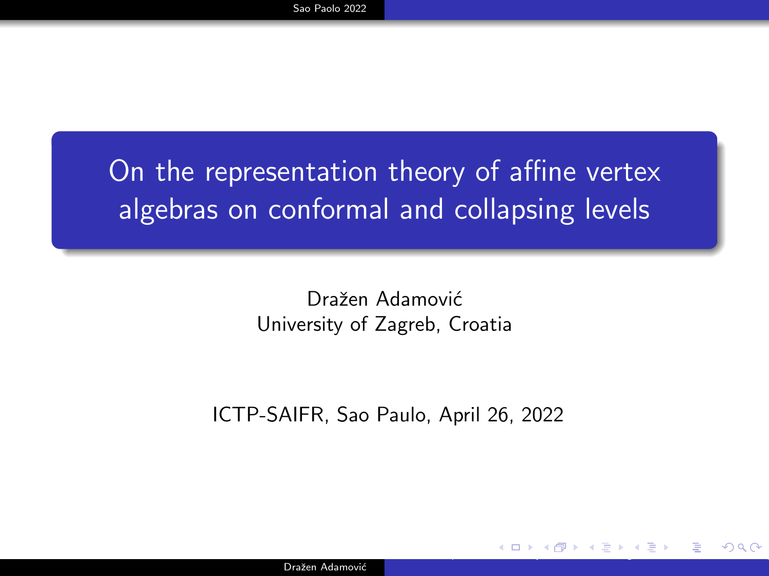# On the representation theory of affine vertex algebras on conformal and collapsing levels

Dražen Adamović
University of Zagreb, Croatia

ICTP-SAIFR, Sao Paulo, April 26, 2022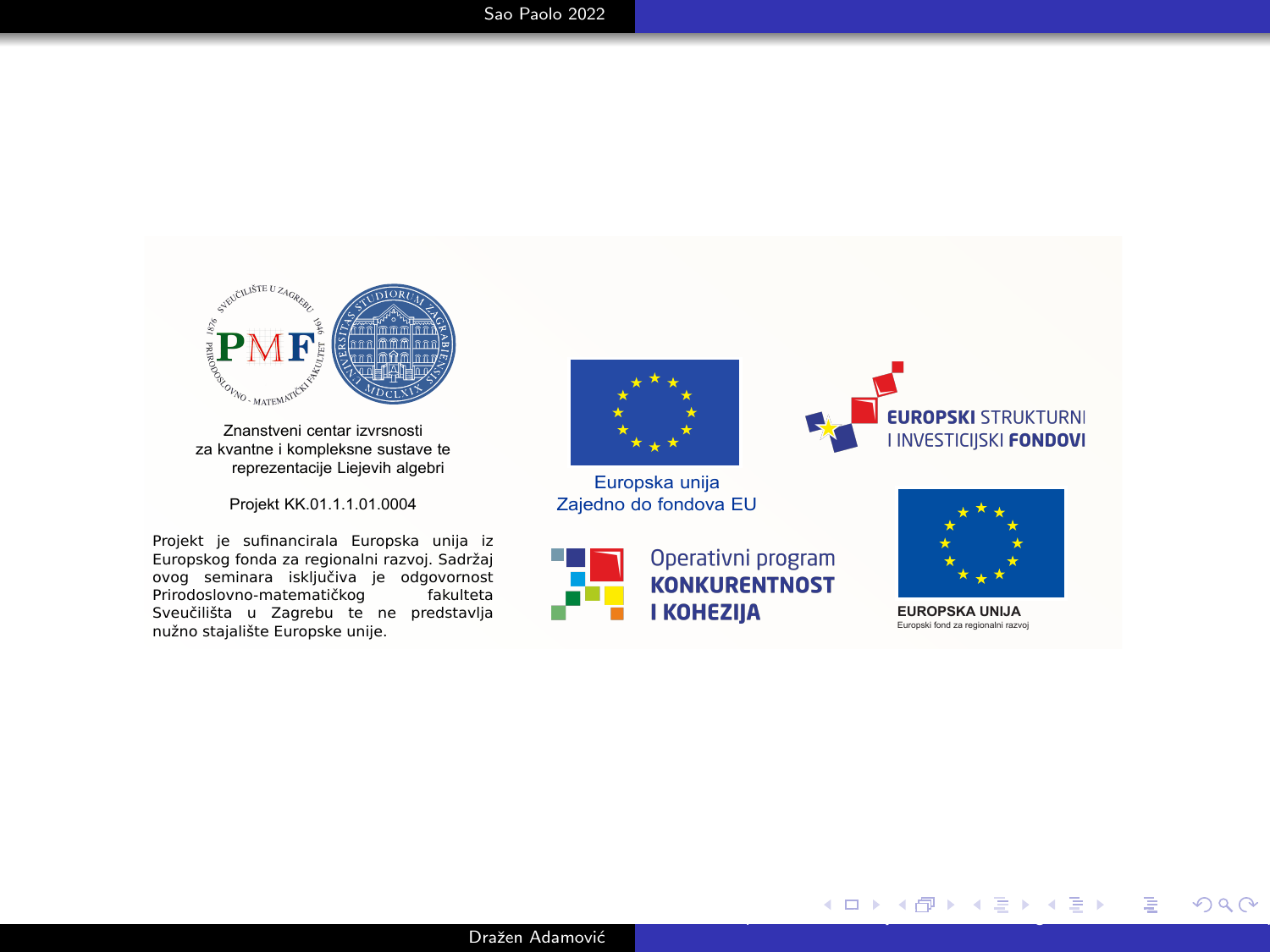Znanstveni centar izvrsnosti
za kvantne i kompleksne sustave te
reprezentacije Liejevih algebri

Projekt KK.01.1.1.01.0004

Projekt je sufinancirala Europska unija iz Europskog fonda za regionalni razvoj. Sadržaj ovog seminara isključiva je odgovornost Prirodoslovno-matematičkog fakulteta Sveučilišta u Zagrebu te ne predstavlja nužno stajalište Europske unije.

Europska unija
Zajedno do fondova EU

EUROPSKI STRUKTURNI
I INVESTICIJSKI FONDOVI

Operativni program
KONKURENTNOST
I KOHEZIJA

EUROPSKA UNIJA
Europski fond za regionalni razvoj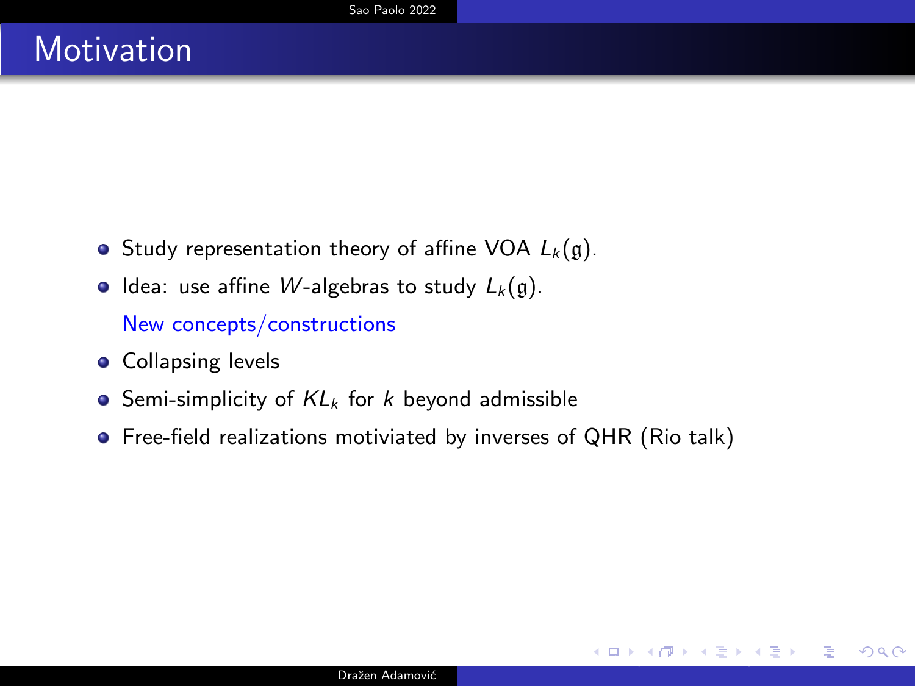# Motivation

- Study representation theory of affine VOA $L_k(\mathfrak{g})$.
- Idea: use affine $W$-algebras to study $L_k(\mathfrak{g})$.

  New concepts/constructions
- Collapsing levels
- Semi-simplicity of $KL_k$ for $k$ beyond admissible
- Free-field realizations motiviated by inverses of QHR (Rio talk)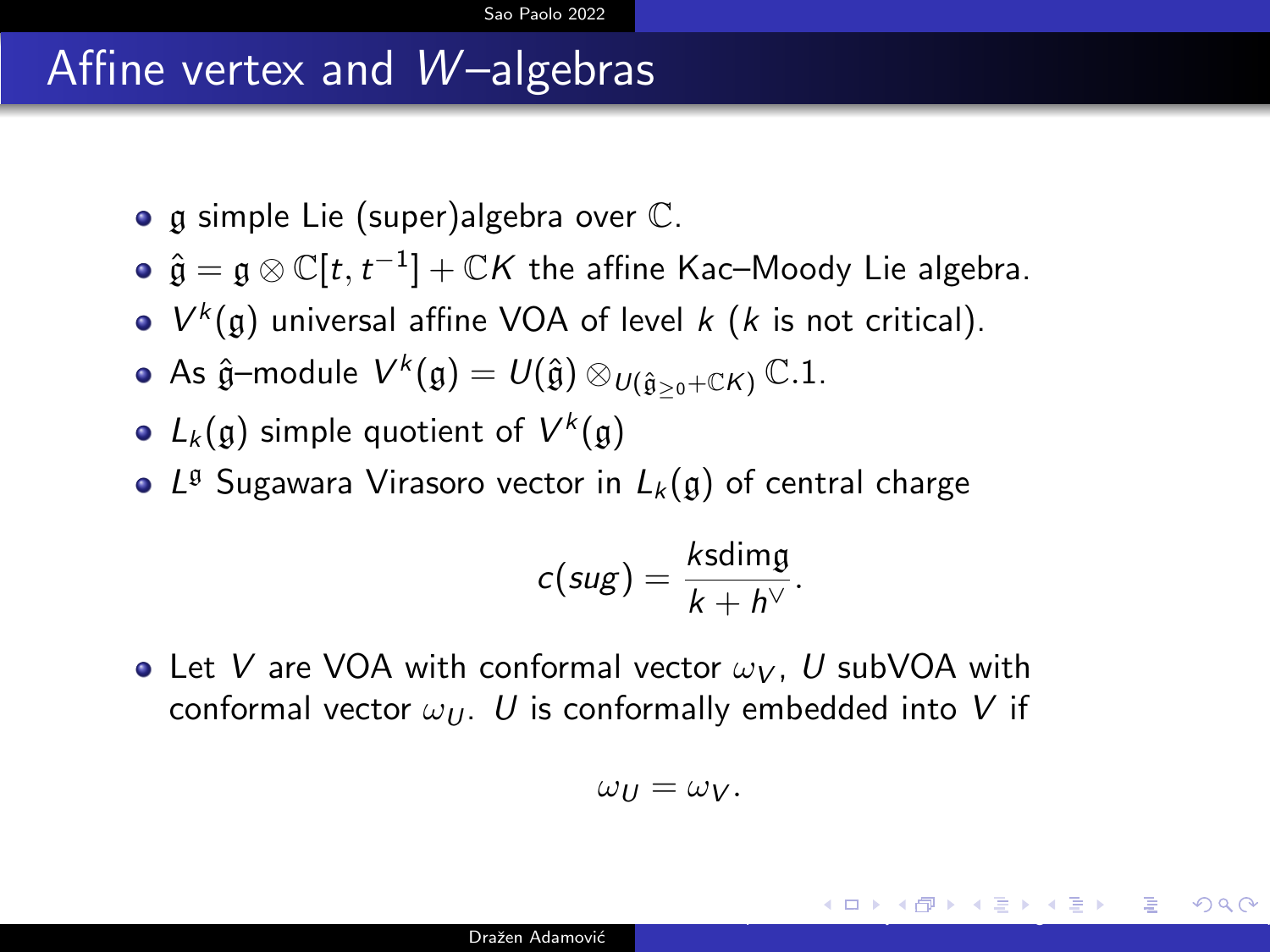# Affine vertex and $W$–algebras

- $\mathfrak{g}$ simple Lie (super)algebra over $\mathbb{C}$.
- $\hat{\mathfrak{g}} = \mathfrak{g} \otimes \mathbb{C}[t, t^{-1}] + \mathbb{C}K$ the affine Kac–Moody Lie algebra.
- $V^k(\mathfrak{g})$ universal affine VOA of level $k$ ($k$ is not critical).
- As $\hat{\mathfrak{g}}$–module $V^k(\mathfrak{g}) = U(\hat{\mathfrak{g}}) \otimes_{U(\hat{\mathfrak{g}}_{\geq 0} + \mathbb{C}K)} \mathbb{C}.1$.
- $L_k(\mathfrak{g})$ simple quotient of $V^k(\mathfrak{g})$
- $L^{\mathfrak{g}}$ Sugawara Virasoro vector in $L_k(\mathfrak{g})$ of central charge

$$c(sug) = \frac{k \operatorname{sdim} \mathfrak{g}}{k + h^{\vee}}.$$

- Let $V$ are VOA with conformal vector $\omega_V$, $U$ subVOA with conformal vector $\omega_U$. $U$ is conformally embedded into $V$ if

$$\omega_U = \omega_V.$$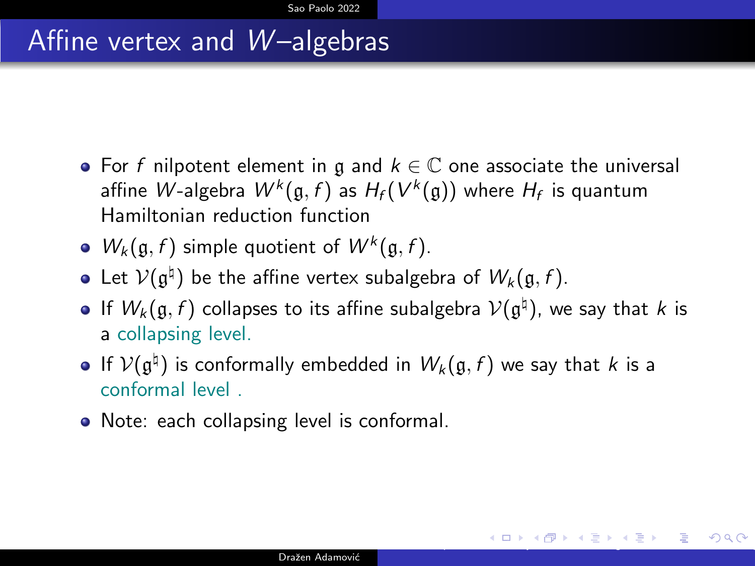# Affine vertex and $W$–algebras

- For $f$ nilpotent element in $\mathfrak{g}$ and $k \in \mathbb{C}$ one associate the universal affine $W$-algebra $W^k(\mathfrak{g}, f)$ as $H_f(V^k(\mathfrak{g}))$ where $H_f$ is quantum Hamiltonian reduction function
- $W_k(\mathfrak{g}, f)$ simple quotient of $W^k(\mathfrak{g}, f)$.
- Let $\mathcal{V}(\mathfrak{g}^\natural)$ be the affine vertex subalgebra of $W_k(\mathfrak{g}, f)$.
- If $W_k(\mathfrak{g}, f)$ collapses to its affine subalgebra $\mathcal{V}(\mathfrak{g}^\natural)$, we say that $k$ is a collapsing level.
- If $\mathcal{V}(\mathfrak{g}^\natural)$ is conformally embedded in $W_k(\mathfrak{g}, f)$ we say that $k$ is a conformal level .
- Note: each collapsing level is conformal.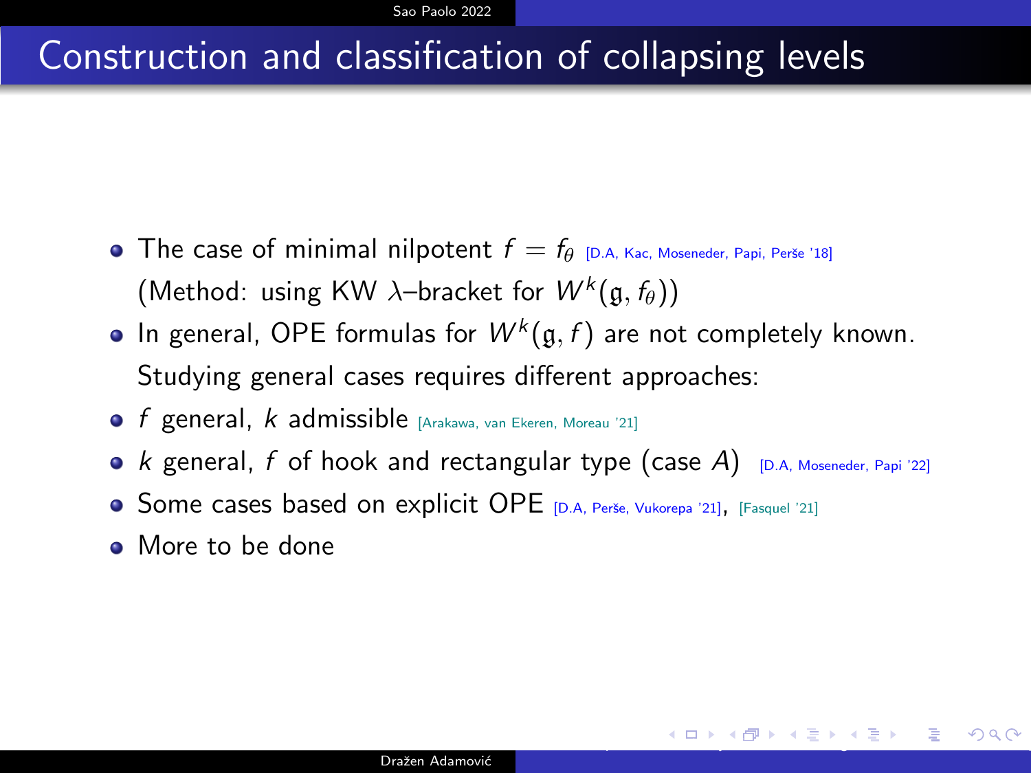# Construction and classification of collapsing levels

- The case of minimal nilpotent $f = f_\theta$ [D.A, Kac, Moseneder, Papi, Perše '18] (Method: using KW $\lambda$–bracket for $W^k(\mathfrak{g}, f_\theta)$)
- In general, OPE formulas for $W^k(\mathfrak{g}, f)$ are not completely known. Studying general cases requires different approaches:
- $f$ general, $k$ admissible [Arakawa, van Ekeren, Moreau '21]
- $k$ general, $f$ of hook and rectangular type (case $A$) [D.A, Moseneder, Papi '22]
- Some cases based on explicit OPE [D.A, Perše, Vukorepa '21], [Fasquel '21]
- More to be done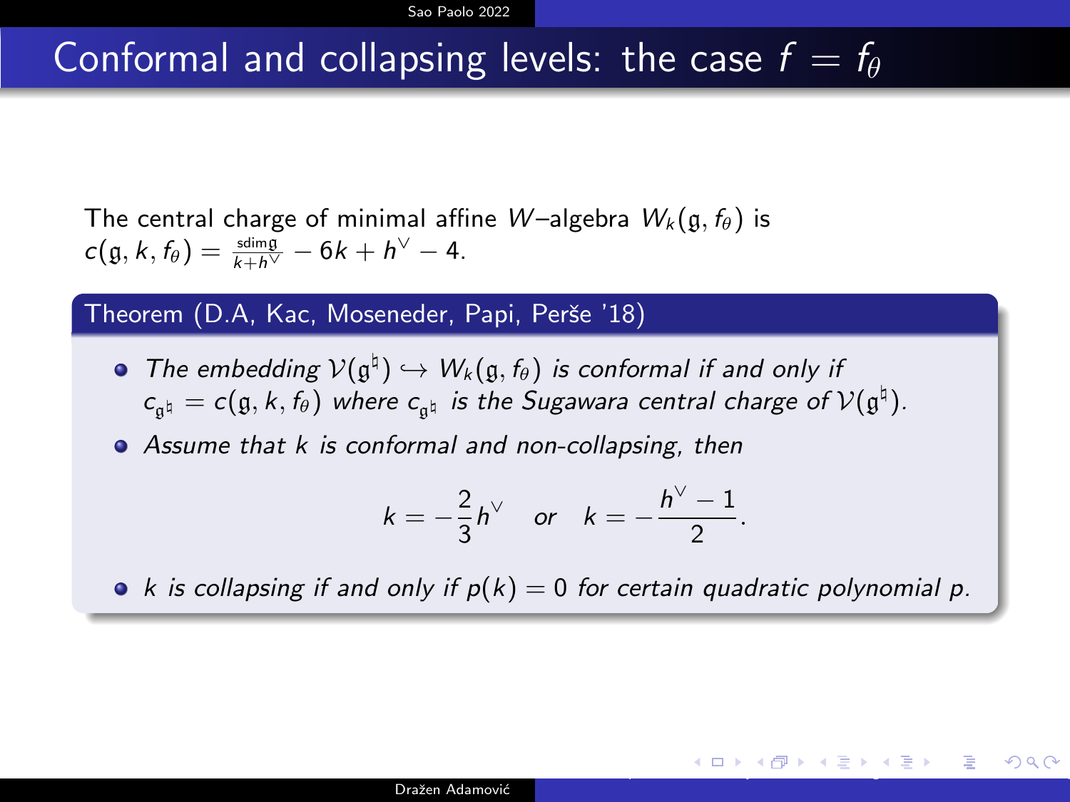# Conformal and collapsing levels: the case $f = f_\theta$

The central charge of minimal affine $W$–algebra $W_k(\mathfrak{g}, f_\theta)$ is $c(\mathfrak{g}, k, f_\theta) = \frac{\mathrm{sdim}\,\mathfrak{g}}{k+h^\vee} - 6k + h^\vee - 4.$

**Theorem (D.A, Kac, Moseneder, Papi, Perše '18)**

- *The embedding $\mathcal{V}(\mathfrak{g}^\natural) \hookrightarrow W_k(\mathfrak{g}, f_\theta)$ is conformal if and only if $c_{\mathfrak{g}^\natural} = c(\mathfrak{g}, k, f_\theta)$ where $c_{\mathfrak{g}^\natural}$ is the Sugawara central charge of $\mathcal{V}(\mathfrak{g}^\natural)$.*
- *Assume that $k$ is conformal and non-collapsing, then*

$$k = -\frac{2}{3}h^\vee \quad \text{or} \quad k = -\frac{h^\vee - 1}{2}.$$

- *$k$ is collapsing if and only if $p(k) = 0$ for certain quadratic polynomial $p$.*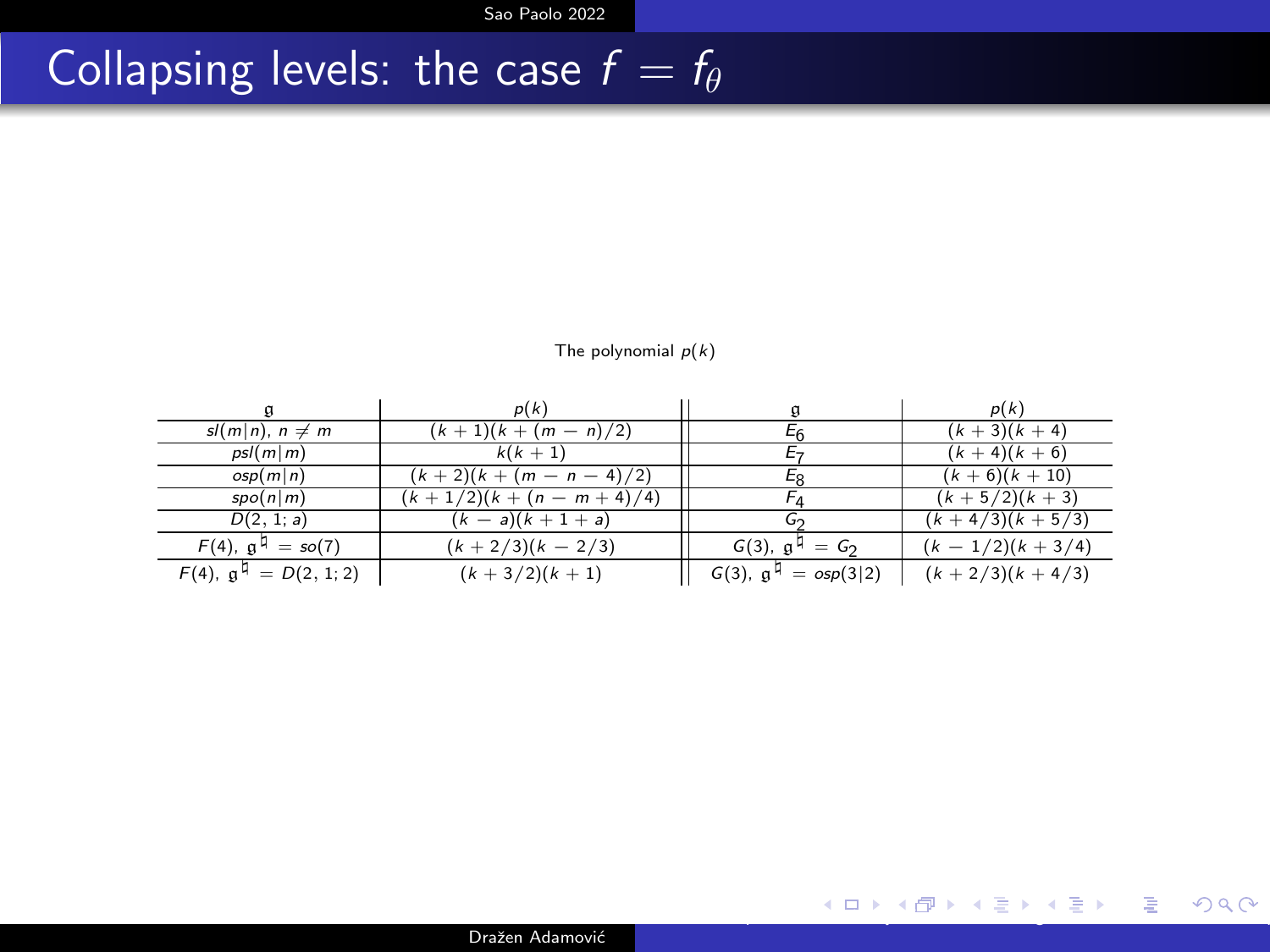# Collapsing levels: the case $f = f_\theta$

The polynomial $p(k)$

| $\mathfrak{g}$ | $p(k)$ | $\mathfrak{g}$ | $p(k)$ |
|---|---|---|---|
| $sl(m\|n)$, $n \neq m$ | $(k+1)(k+(m-n)/2)$ | $E_6$ | $(k+3)(k+4)$ |
| $psl(m\|m)$ | $k(k+1)$ | $E_7$ | $(k+4)(k+6)$ |
| $osp(m\|n)$ | $(k+2)(k+(m-n-4)/2)$ | $E_8$ | $(k+6)(k+10)$ |
| $spo(n\|m)$ | $(k+1/2)(k+(n-m+4)/4)$ | $F_4$ | $(k+5/2)(k+3)$ |
| $D(2,1;a)$ | $(k-a)(k+1+a)$ | $G_2$ | $(k+4/3)(k+5/3)$ |
| $F(4)$, $\mathfrak{g}^\natural = so(7)$ | $(k+2/3)(k-2/3)$ | $G(3)$, $\mathfrak{g}^\natural = G_2$ | $(k-1/2)(k+3/4)$ |
| $F(4)$, $\mathfrak{g}^\natural = D(2,1;2)$ | $(k+3/2)(k+1)$ | $G(3)$, $\mathfrak{g}^\natural = osp(3\|2)$ | $(k+2/3)(k+4/3)$ |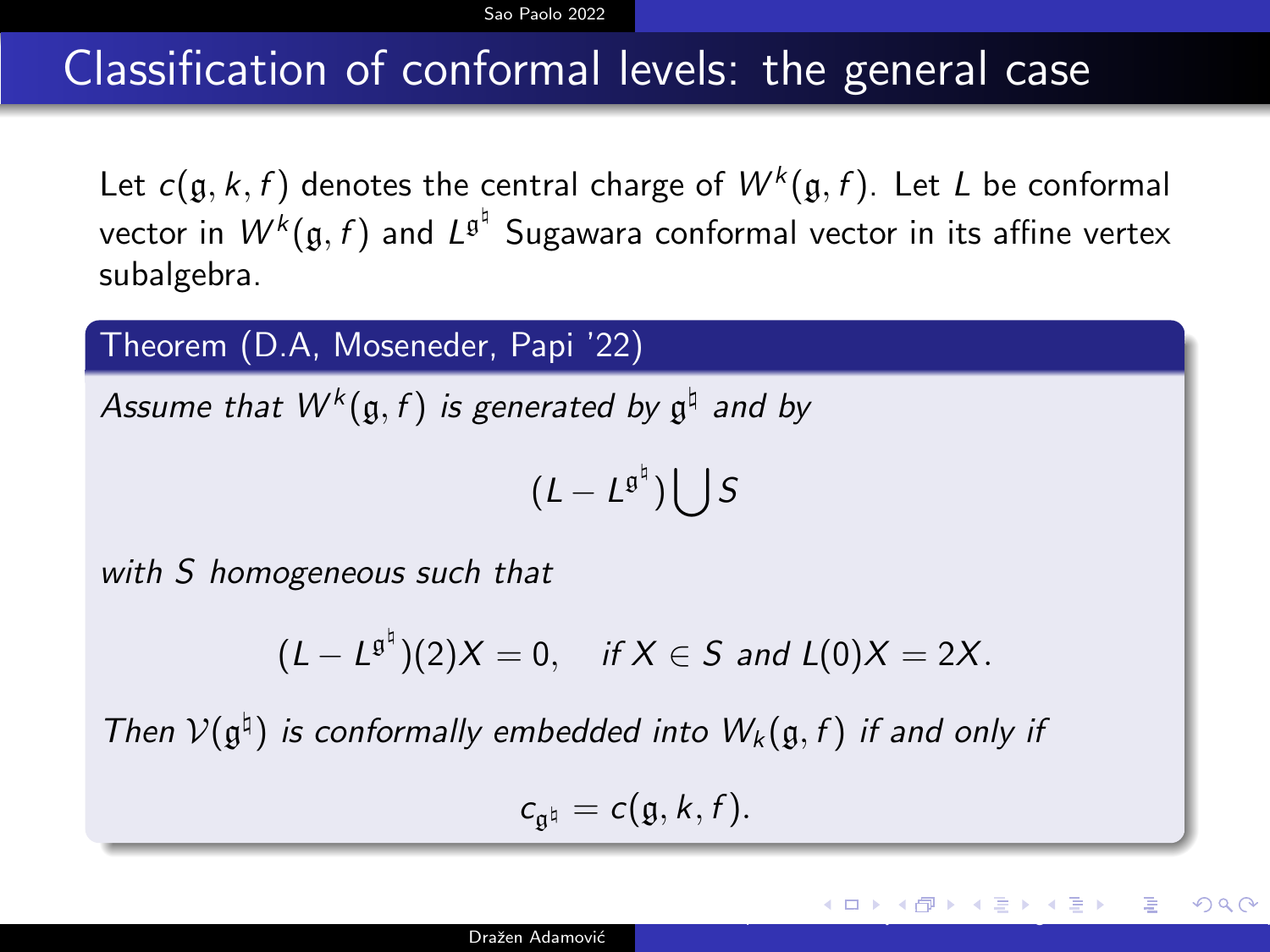# Classification of conformal levels: the general case

Let $c(\mathfrak{g}, k, f)$ denotes the central charge of $W^k(\mathfrak{g}, f)$. Let $L$ be conformal vector in $W^k(\mathfrak{g}, f)$ and $L^{\mathfrak{g}^\natural}$ Sugawara conformal vector in its affine vertex subalgebra.

**Theorem (D.A, Moseneder, Papi '22)**

*Assume that $W^k(\mathfrak{g}, f)$ is generated by $\mathfrak{g}^\natural$ and by*

$$(L - L^{\mathfrak{g}^\natural}) \bigcup S$$

*with $S$ homogeneous such that*

$$(L - L^{\mathfrak{g}^\natural})(2)X = 0, \quad \text{if } X \in S \text{ and } L(0)X = 2X.$$

*Then $\mathcal{V}(\mathfrak{g}^\natural)$ is conformally embedded into $W_k(\mathfrak{g}, f)$ if and only if*

$$c_{\mathfrak{g}^\natural} = c(\mathfrak{g}, k, f).$$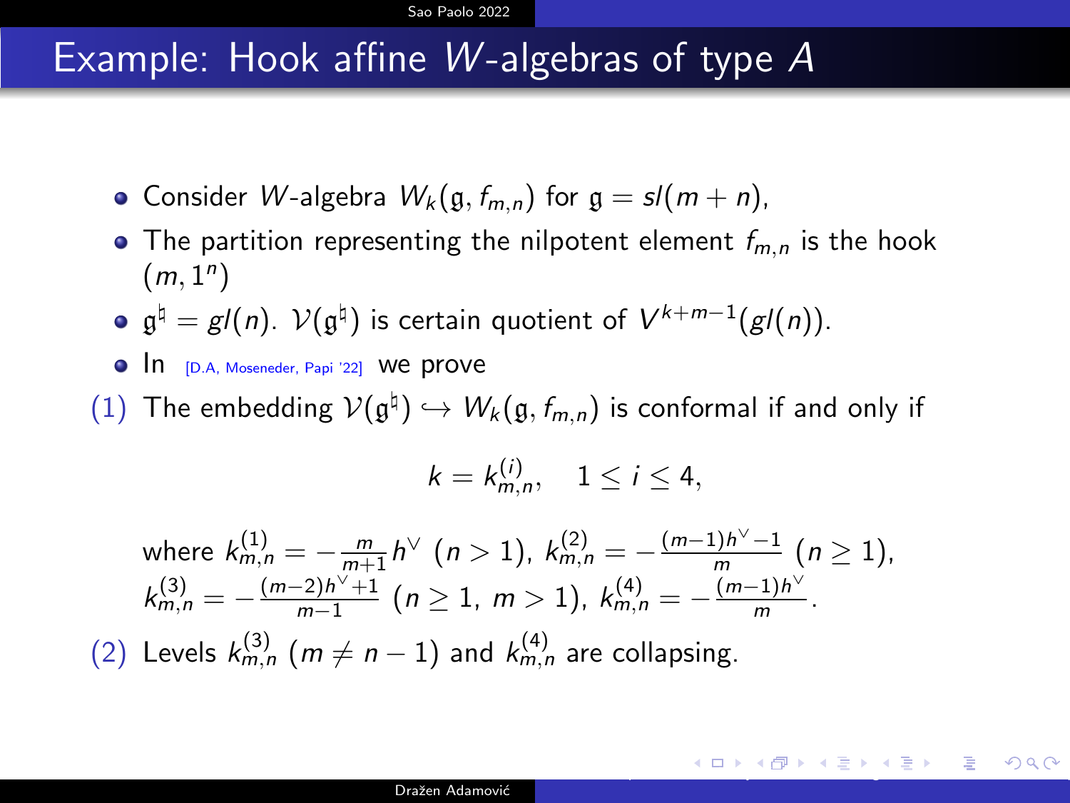# Example: Hook affine $W$-algebras of type $A$

- Consider $W$-algebra $W_k(\mathfrak{g}, f_{m,n})$ for $\mathfrak{g} = sl(m+n)$,
- The partition representing the nilpotent element $f_{m,n}$ is the hook $(m, 1^n)$
- $\mathfrak{g}^\natural = gl(n)$. $\mathcal{V}(\mathfrak{g}^\natural)$ is certain quotient of $V^{k+m-1}(gl(n))$.
- In [D.A, Moseneder, Papi '22] we prove

(1) The embedding $\mathcal{V}(\mathfrak{g}^\natural) \hookrightarrow W_k(\mathfrak{g}, f_{m,n})$ is conformal if and only if

$$k = k^{(i)}_{m,n}, \quad 1 \le i \le 4,$$

where $k^{(1)}_{m,n} = -\frac{m}{m+1} h^\vee$ $(n > 1)$, $k^{(2)}_{m,n} = -\frac{(m-1)h^\vee - 1}{m}$ $(n \ge 1)$, $k^{(3)}_{m,n} = -\frac{(m-2)h^\vee + 1}{m-1}$ $(n \ge 1,\ m > 1)$, $k^{(4)}_{m,n} = -\frac{(m-1)h^\vee}{m}$.

(2) Levels $k^{(3)}_{m,n}$ $(m \neq n-1)$ and $k^{(4)}_{m,n}$ are collapsing.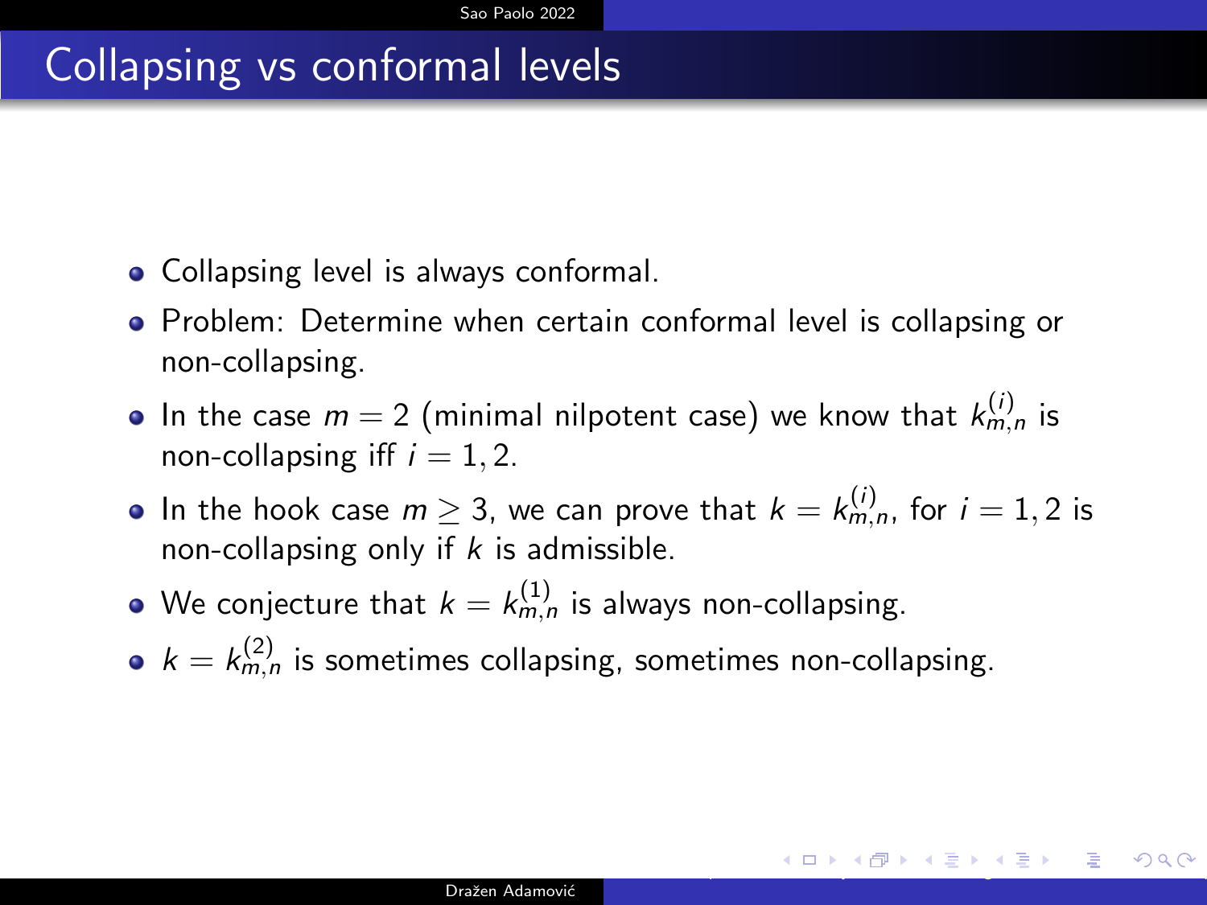# Collapsing vs conformal levels

- Collapsing level is always conformal.
- Problem: Determine when certain conformal level is collapsing or non-collapsing.
- In the case $m = 2$ (minimal nilpotent case) we know that $k_{m,n}^{(i)}$ is non-collapsing iff $i = 1, 2$.
- In the hook case $m \geq 3$, we can prove that $k = k_{m,n}^{(i)}$, for $i = 1, 2$ is non-collapsing only if $k$ is admissible.
- We conjecture that $k = k_{m,n}^{(1)}$ is always non-collapsing.
- $k = k_{m,n}^{(2)}$ is sometimes collapsing, sometimes non-collapsing.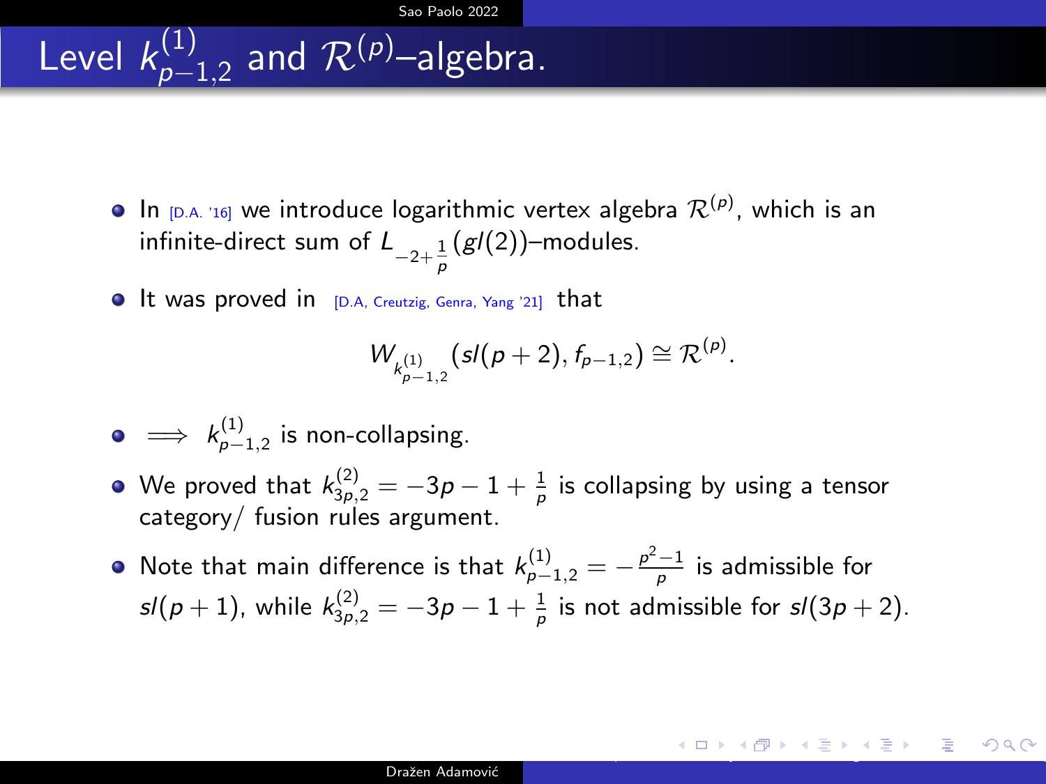# Level $k^{(1)}_{p-1,2}$ and $\mathcal{R}^{(p)}$–algebra.

- In [D.A. '16] we introduce logarithmic vertex algebra $\mathcal{R}^{(p)}$, which is an infinite-direct sum of $L_{-2+\frac{1}{p}}(gl(2))$–modules.
- It was proved in [D.A, Creutzig, Genra, Yang '21] that

$$W_{k^{(1)}_{p-1,2}}(sl(p+2), f_{p-1,2}) \cong \mathcal{R}^{(p)}.$$

- $\implies$ $k^{(1)}_{p-1,2}$ is non-collapsing.
- We proved that $k^{(2)}_{3p,2} = -3p - 1 + \frac{1}{p}$ is collapsing by using a tensor category/ fusion rules argument.
- Note that main difference is that $k^{(1)}_{p-1,2} = -\frac{p^2-1}{p}$ is admissible for $sl(p+1)$, while $k^{(2)}_{3p,2} = -3p - 1 + \frac{1}{p}$ is not admissible for $sl(3p+2)$.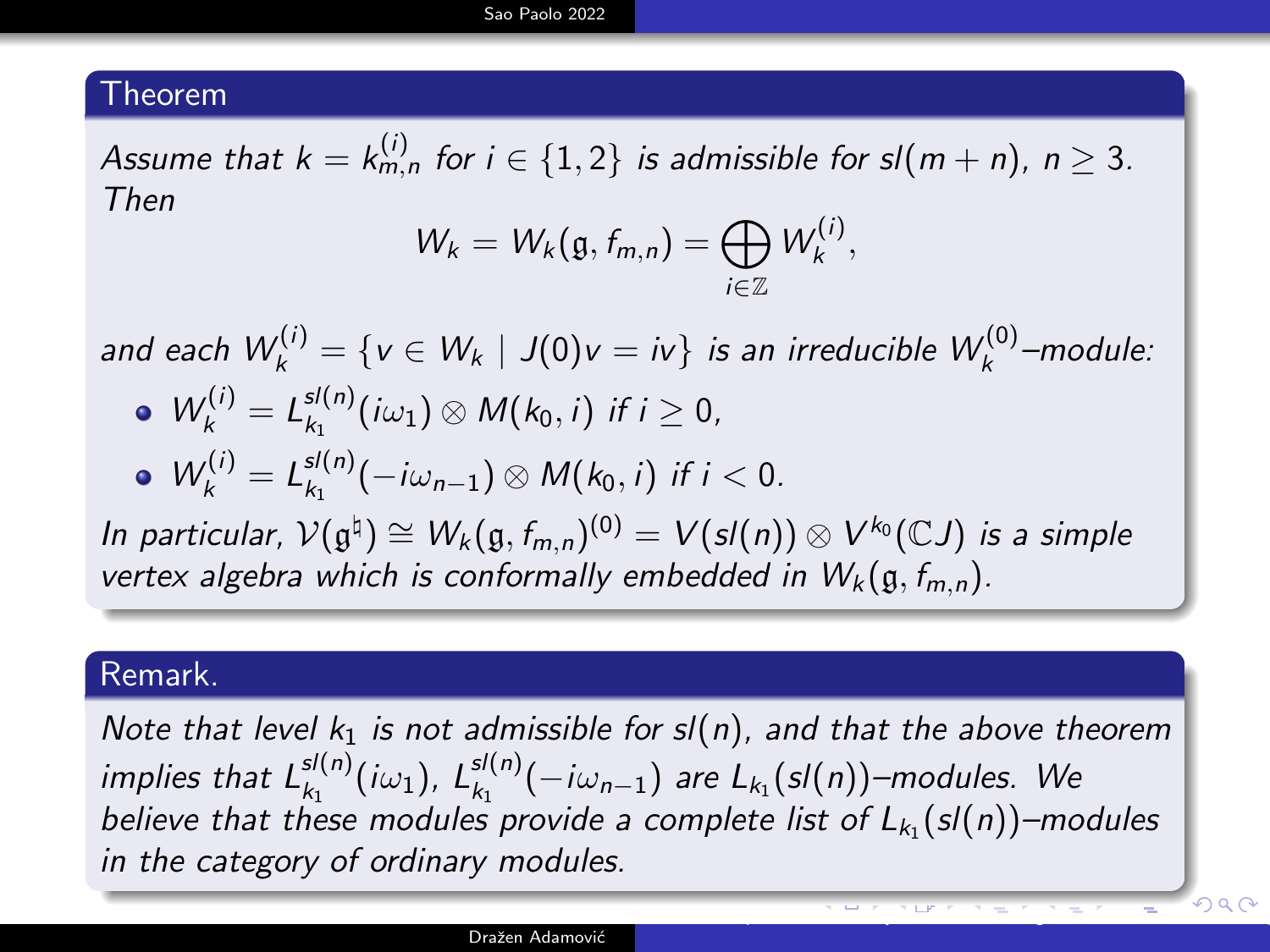## Theorem

*Assume that $k = k^{(i)}_{m,n}$ for $i \in \{1,2\}$ is admissible for $sl(m+n)$, $n \geq 3$. Then*

$$W_k = W_k(\mathfrak{g}, f_{m,n}) = \bigoplus_{i \in \mathbb{Z}} W_k^{(i)},$$

*and each $W_k^{(i)} = \{v \in W_k \mid J(0)v = iv\}$ is an irreducible $W_k^{(0)}$–module:*

- $W_k^{(i)} = L_{k_1}^{sl(n)}(i\omega_1) \otimes M(k_0, i)$ *if* $i \geq 0$,
- $W_k^{(i)} = L_{k_1}^{sl(n)}(-i\omega_{n-1}) \otimes M(k_0, i)$ *if* $i < 0$.

*In particular,* $\mathcal{V}(\mathfrak{g}^\natural) \cong W_k(\mathfrak{g}, f_{m,n})^{(0)} = V(sl(n)) \otimes V^{k_0}(\mathbb{C}J)$ *is a simple vertex algebra which is conformally embedded in* $W_k(\mathfrak{g}, f_{m,n})$.

## Remark.

*Note that level $k_1$ is not admissible for $sl(n)$, and that the above theorem implies that $L_{k_1}^{sl(n)}(i\omega_1)$, $L_{k_1}^{sl(n)}(-i\omega_{n-1})$ are $L_{k_1}(sl(n))$–modules. We believe that these modules provide a complete list of $L_{k_1}(sl(n))$–modules in the category of ordinary modules.*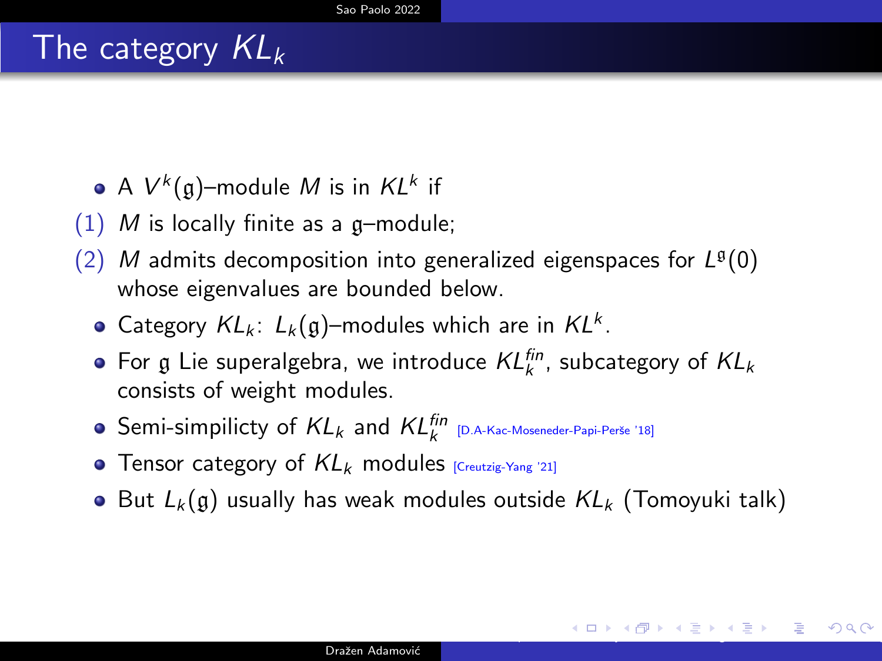# The category $KL_k$

- A $V^k(\mathfrak{g})$–module $M$ is in $KL^k$ if

(1) $M$ is locally finite as a $\mathfrak{g}$–module;

(2) $M$ admits decomposition into generalized eigenspaces for $L^{\mathfrak{g}}(0)$ whose eigenvalues are bounded below.

- Category $KL_k$: $L_k(\mathfrak{g})$–modules which are in $KL^k$.
- For $\mathfrak{g}$ Lie superalgebra, we introduce $KL_k^{fin}$, subcategory of $KL_k$ consists of weight modules.
- Semi-simplicty of $KL_k$ and $KL_k^{fin}$ [D.A-Kac-Moseneder-Papi-Perše '18]
- Tensor category of $KL_k$ modules [Creutzig-Yang '21]
- But $L_k(\mathfrak{g})$ usually has weak modules outside $KL_k$ (Tomoyuki talk)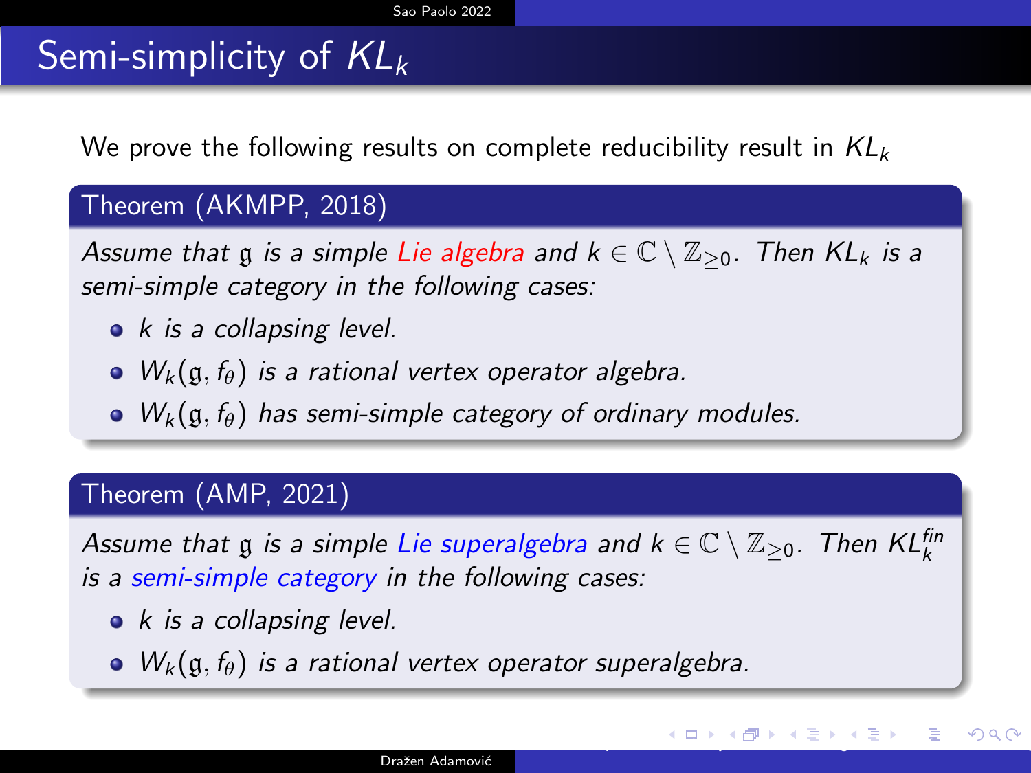# Semi-simplicity of $KL_k$

We prove the following results on complete reducibility result in $KL_k$

**Theorem (AKMPP, 2018)**

*Assume that $\mathfrak{g}$ is a simple Lie algebra and $k \in \mathbb{C} \setminus \mathbb{Z}_{\geq 0}$. Then $KL_k$ is a semi-simple category in the following cases:*

- *$k$ is a collapsing level.*
- *$W_k(\mathfrak{g}, f_\theta)$ is a rational vertex operator algebra.*
- *$W_k(\mathfrak{g}, f_\theta)$ has semi-simple category of ordinary modules.*

**Theorem (AMP, 2021)**

*Assume that $\mathfrak{g}$ is a simple Lie superalgebra and $k \in \mathbb{C} \setminus \mathbb{Z}_{\geq 0}$. Then $KL_k^{fin}$ is a semi-simple category in the following cases:*

- *$k$ is a collapsing level.*
- *$W_k(\mathfrak{g}, f_\theta)$ is a rational vertex operator superalgebra.*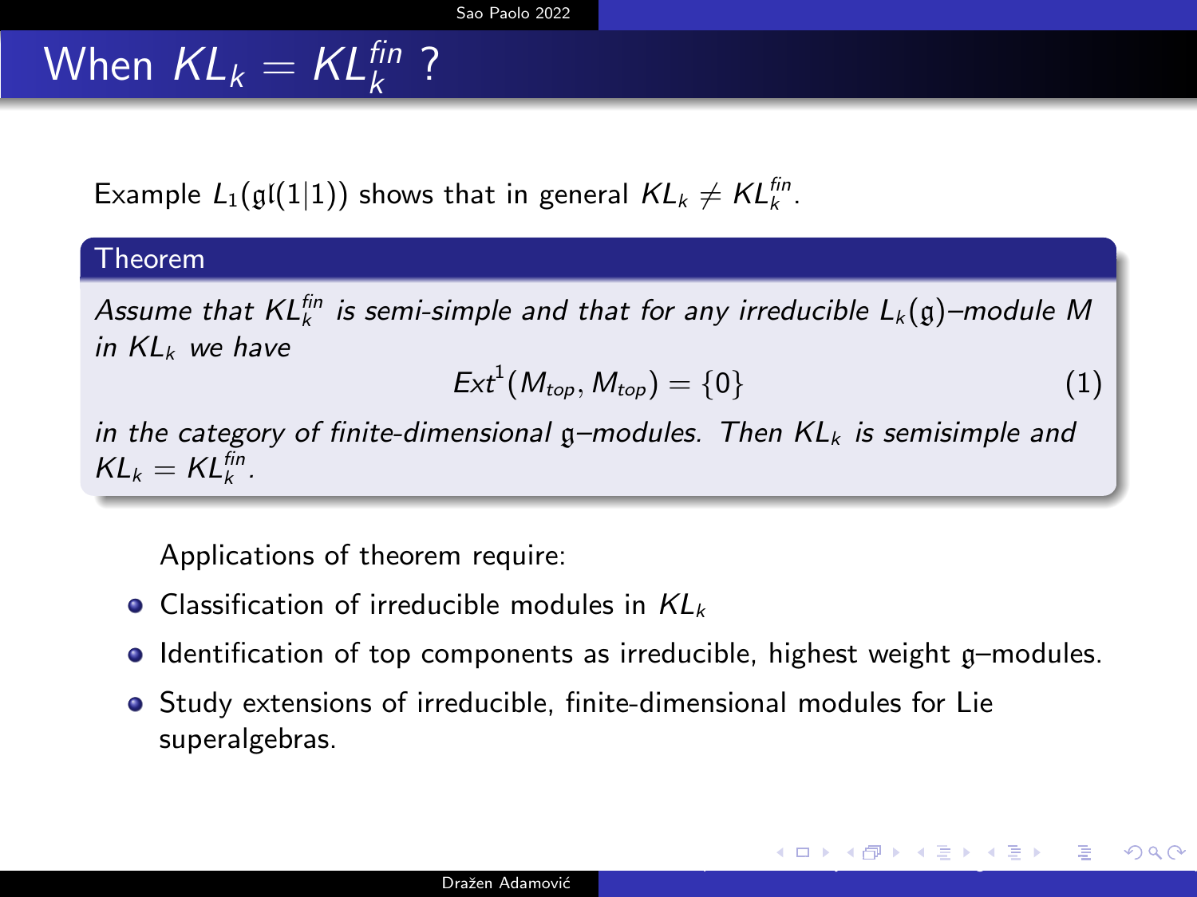# When $KL_k = KL_k^{fin}$ ?

Example $L_1(\mathfrak{gl}(1|1))$ shows that in general $KL_k \neq KL_k^{fin}$.

**Theorem**

*Assume that $KL_k^{fin}$ is semi-simple and that for any irreducible $L_k(\mathfrak{g})$–module $M$ in $KL_k$ we have*

$$Ext^1(M_{top}, M_{top}) = \{0\} \tag{1}$$

*in the category of finite-dimensional $\mathfrak{g}$–modules. Then $KL_k$ is semisimple and $KL_k = KL_k^{fin}$.*

Applications of theorem require:

- Classification of irreducible modules in $KL_k$
- Identification of top components as irreducible, highest weight $\mathfrak{g}$–modules.
- Study extensions of irreducible, finite-dimensional modules for Lie superalgebras.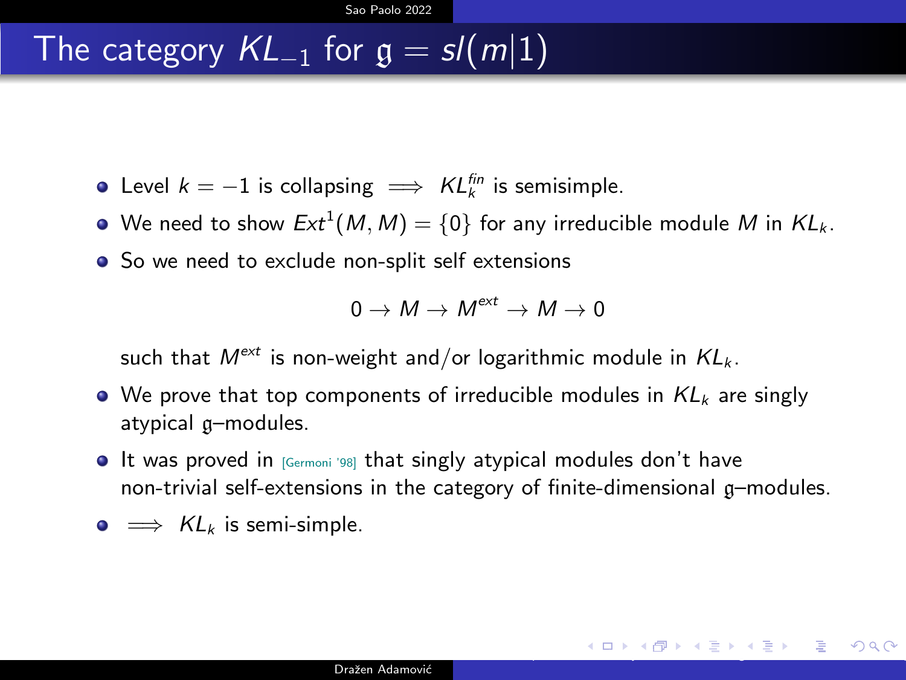# The category $KL_{-1}$ for $\mathfrak{g} = sl(m|1)$

- Level $k = -1$ is collapsing $\implies$ $KL_k^{fin}$ is semisimple.
- We need to show $Ext^1(M, M) = \{0\}$ for any irreducible module $M$ in $KL_k$.
- So we need to exclude non-split self extensions

$$0 \to M \to M^{ext} \to M \to 0$$

  such that $M^{ext}$ is non-weight and/or logarithmic module in $KL_k$.
- We prove that top components of irreducible modules in $KL_k$ are singly atypical $\mathfrak{g}$–modules.
- It was proved in [Germoni '98] that singly atypical modules don't have non-trivial self-extensions in the category of finite-dimensional $\mathfrak{g}$–modules.
- $\implies$ $KL_k$ is semi-simple.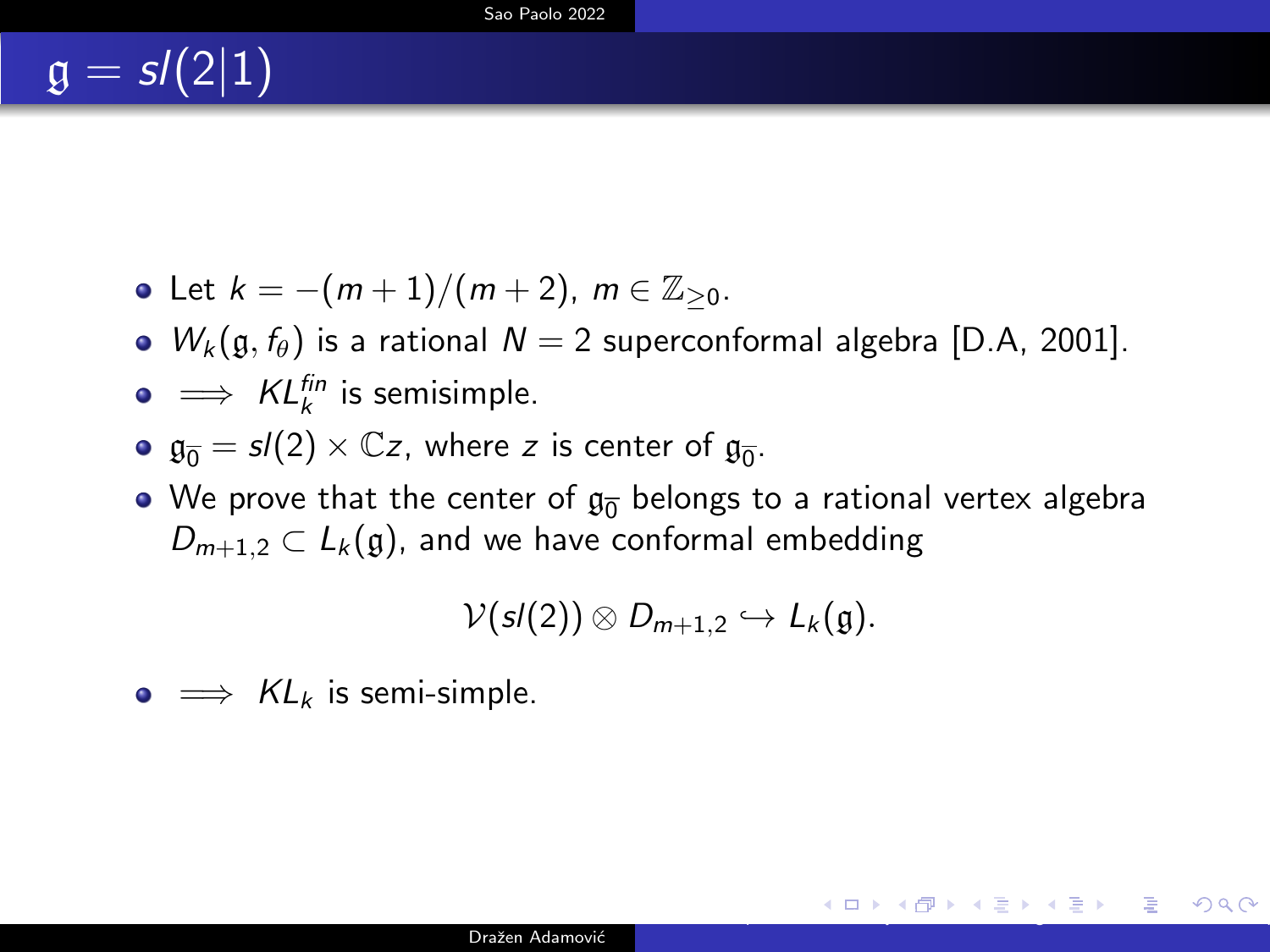# $\mathfrak{g} = sl(2|1)$

- Let $k = -(m+1)/(m+2)$, $m \in \mathbb{Z}_{\geq 0}$.
- $W_k(\mathfrak{g}, f_\theta)$ is a rational $N = 2$ superconformal algebra [D.A, 2001].
- $\implies KL_k^{fin}$ is semisimple.
- $\mathfrak{g}_{\bar{0}} = sl(2) \times \mathbb{C}z$, where $z$ is center of $\mathfrak{g}_{\bar{0}}$.
- We prove that the center of $\mathfrak{g}_{\bar{0}}$ belongs to a rational vertex algebra $D_{m+1,2} \subset L_k(\mathfrak{g})$, and we have conformal embedding

$$\mathcal{V}(sl(2)) \otimes D_{m+1,2} \hookrightarrow L_k(\mathfrak{g}).$$

- $\implies KL_k$ is semi-simple.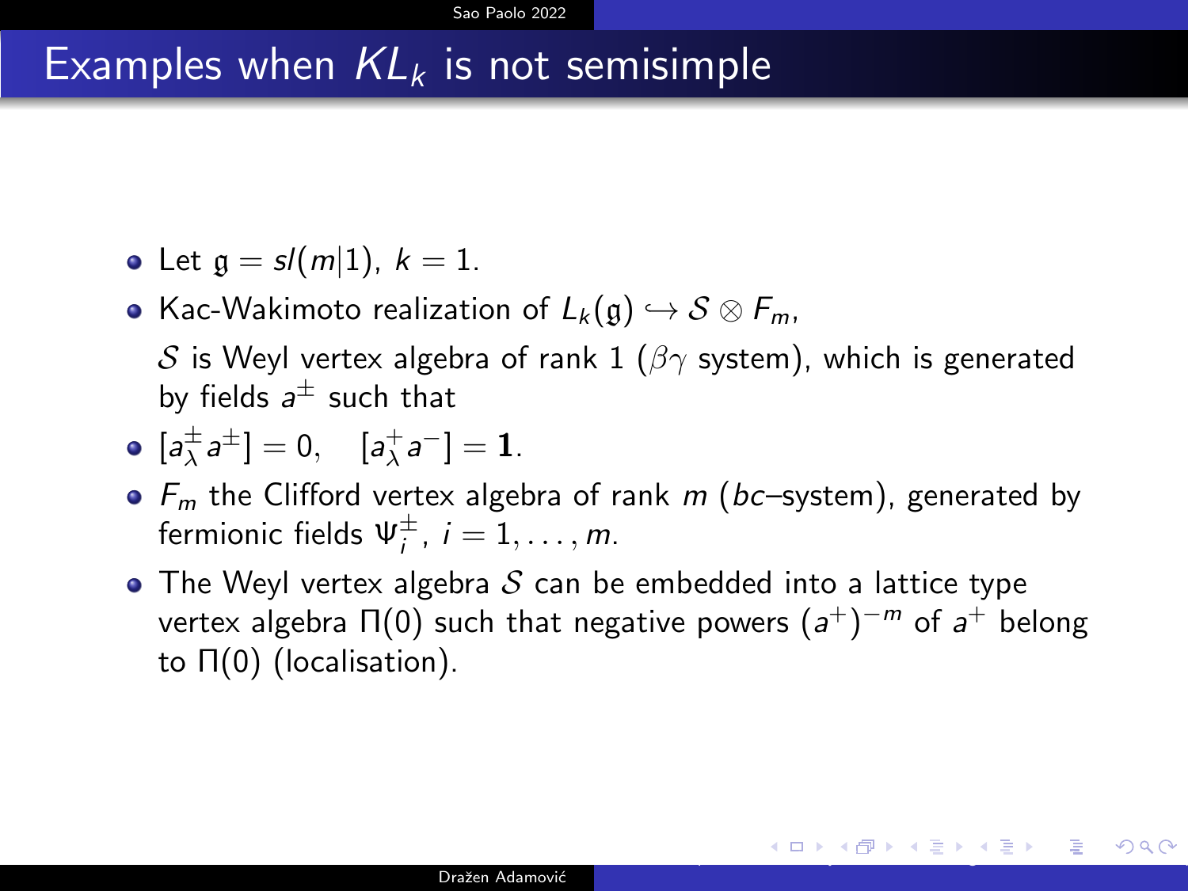# Examples when $KL_k$ is not semisimple

- Let $\mathfrak{g} = sl(m|1)$, $k = 1$.
- Kac-Wakimoto realization of $L_k(\mathfrak{g}) \hookrightarrow \mathcal{S} \otimes F_m$,

  $\mathcal{S}$ is Weyl vertex algebra of rank 1 ($\beta\gamma$ system), which is generated by fields $a^{\pm}$ such that
- $[a^{\pm}_{\lambda} a^{\pm}] = 0, \quad [a^{+}_{\lambda} a^{-}] = \mathbf{1}$.
- $F_m$ the Clifford vertex algebra of rank $m$ ($bc$–system), generated by fermionic fields $\Psi_i^{\pm}$, $i = 1, \dots, m$.
- The Weyl vertex algebra $\mathcal{S}$ can be embedded into a lattice type vertex algebra $\Pi(0)$ such that negative powers $(a^+)^{-m}$ of $a^+$ belong to $\Pi(0)$ (localisation).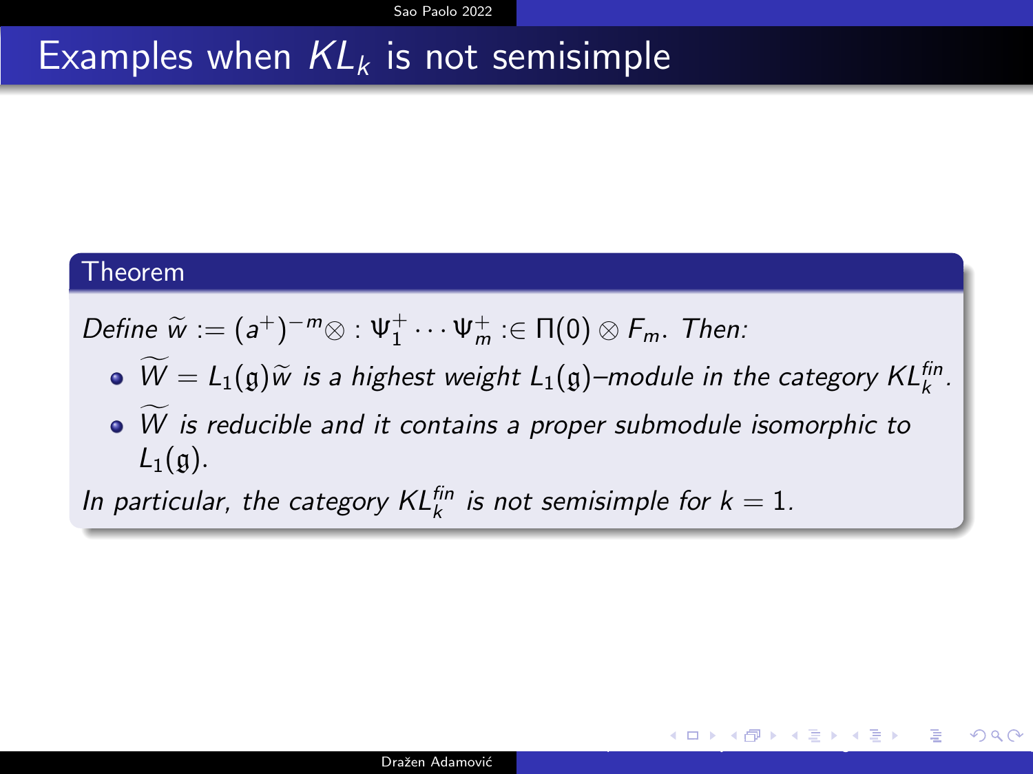# Examples when $KL_k$ is not semisimple

**Theorem**

*Define* $\widetilde{w} := (a^+)^{-m} \otimes : \Psi_1^+ \cdots \Psi_m^+ : \in \Pi(0) \otimes F_m$. *Then:*

- $\widetilde{W} = L_1(\mathfrak{g})\widetilde{w}$ *is a highest weight* $L_1(\mathfrak{g})$*–module in the category* $KL_k^{fin}$.
- $\widetilde{W}$ *is reducible and it contains a proper submodule isomorphic to* $L_1(\mathfrak{g})$.

*In particular, the category* $KL_k^{fin}$ *is not semisimple for* $k = 1$.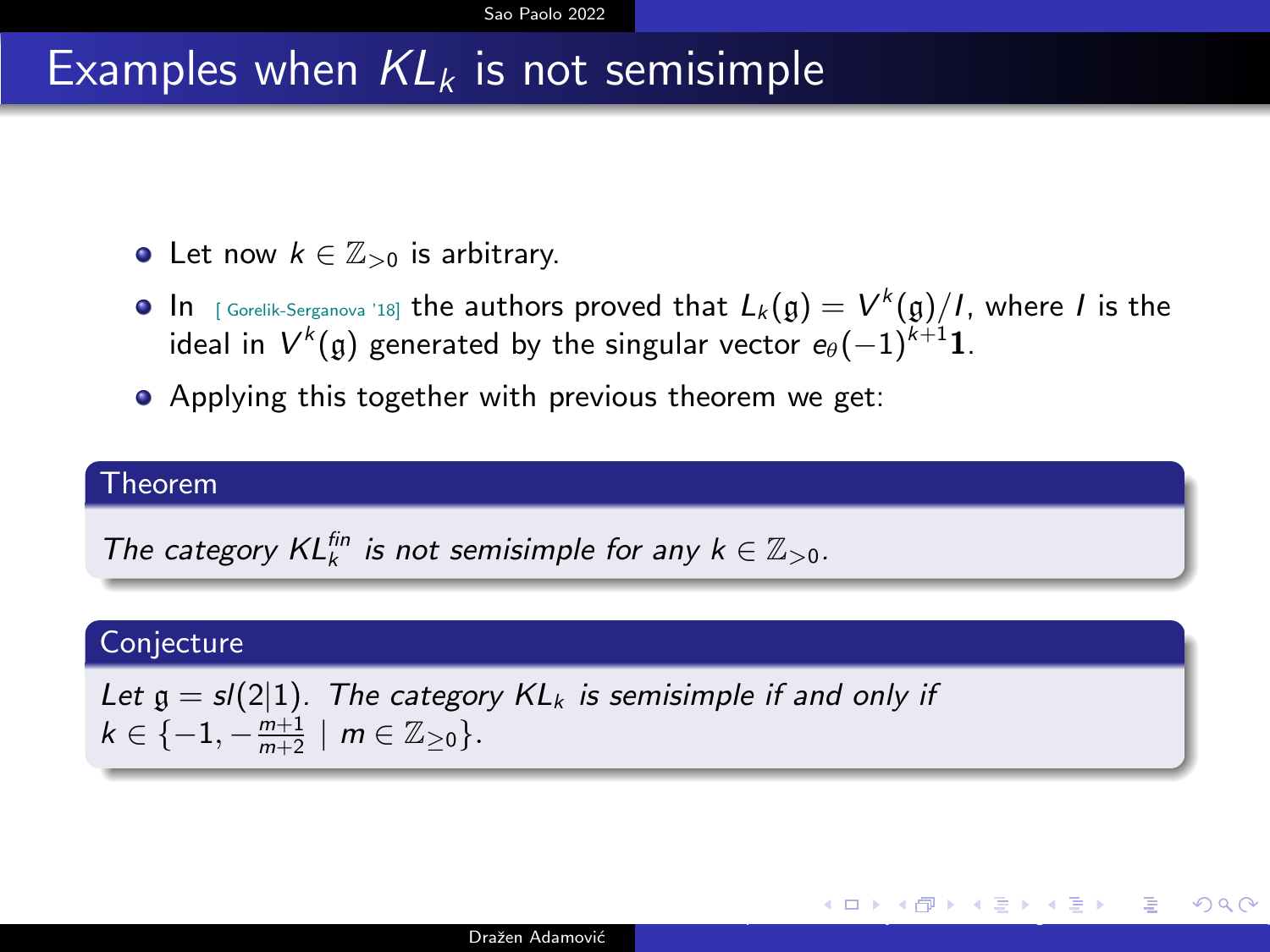# Examples when $KL_k$ is not semisimple

- Let now $k \in \mathbb{Z}_{>0}$ is arbitrary.
- In [ Gorelik-Serganova '18] the authors proved that $L_k(\mathfrak{g}) = V^k(\mathfrak{g})/I$, where $I$ is the ideal in $V^k(\mathfrak{g})$ generated by the singular vector $e_\theta(-1)^{k+1}\mathbf{1}$.
- Applying this together with previous theorem we get:

**Theorem**

*The category $KL_k^{fin}$ is not semisimple for any $k \in \mathbb{Z}_{>0}$.*

**Conjecture**

*Let $\mathfrak{g} = sl(2|1)$. The category $KL_k$ is semisimple if and only if $k \in \{-1, -\frac{m+1}{m+2} \mid m \in \mathbb{Z}_{\geq 0}\}$.*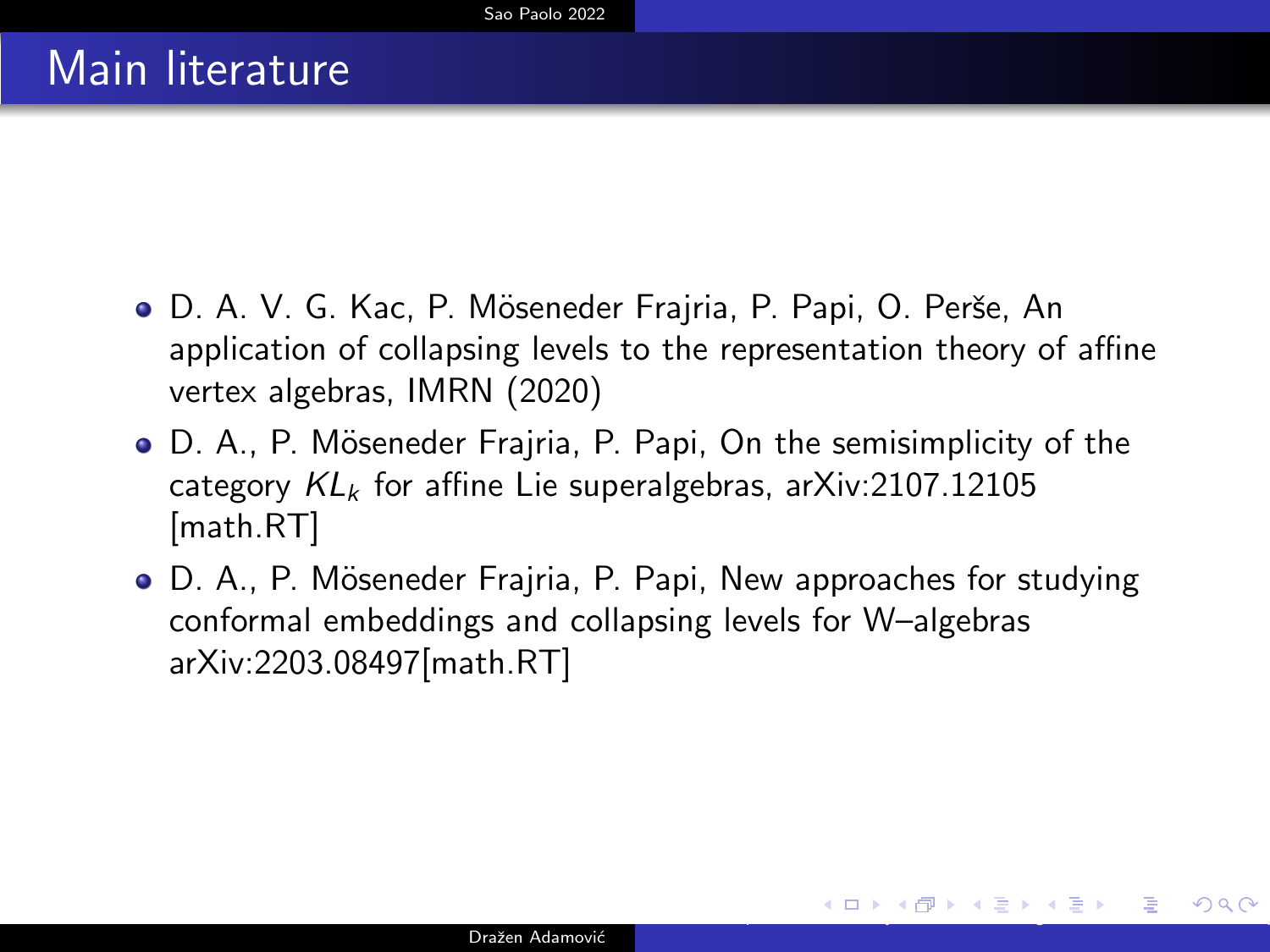# Main literature

- D. A. V. G. Kac, P. Möseneder Frajria, P. Papi, O. Perše, An application of collapsing levels to the representation theory of affine vertex algebras, IMRN (2020)
- D. A., P. Möseneder Frajria, P. Papi, On the semisimplicity of the category $KL_k$ for affine Lie superalgebras, arXiv:2107.12105 [math.RT]
- D. A., P. Möseneder Frajria, P. Papi, New approaches for studying conformal embeddings and collapsing levels for W–algebras arXiv:2203.08497[math.RT]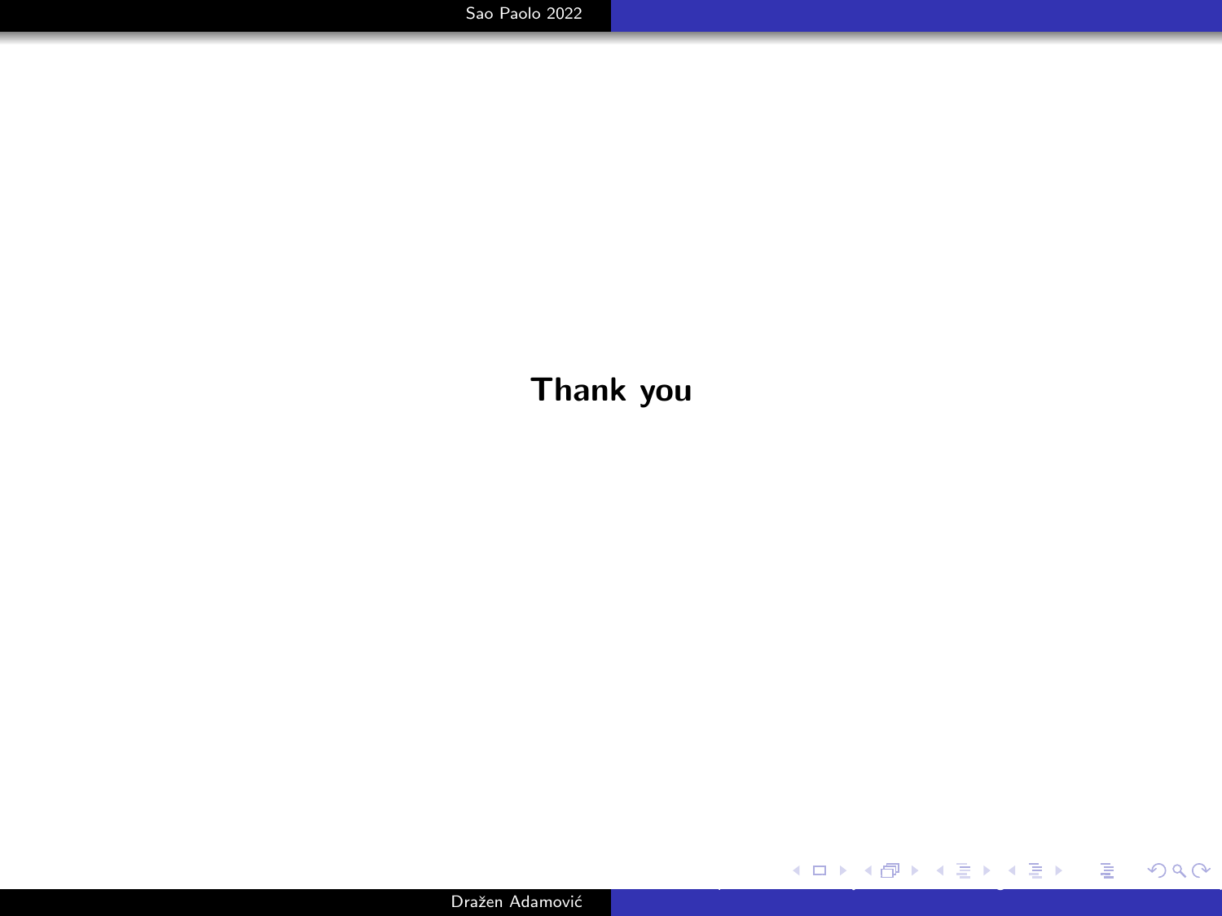**Thank you**